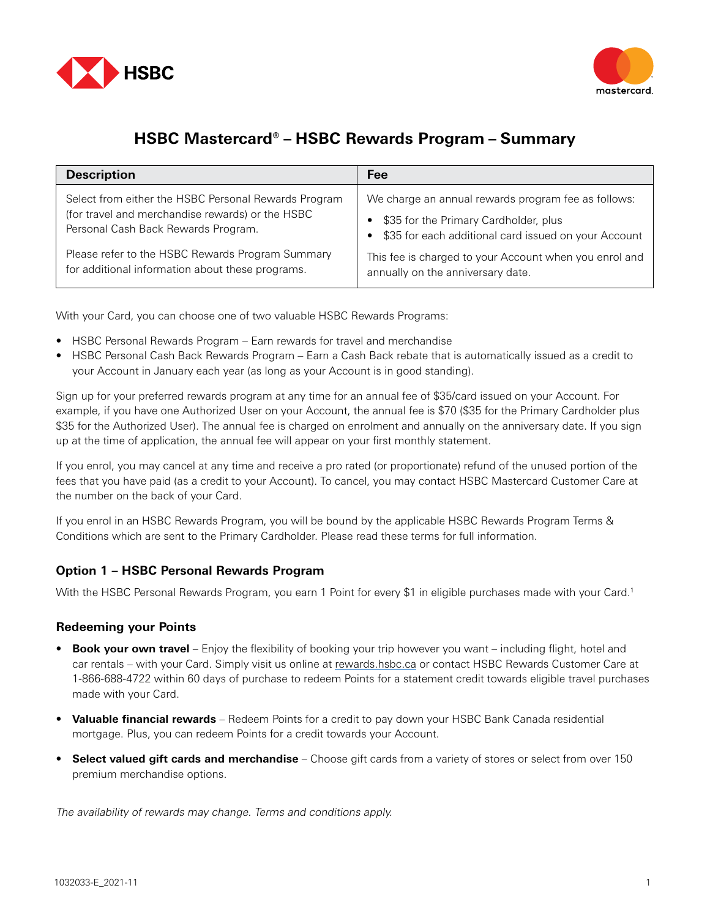# HSBC Mastercard® – HSBC Rewards Program – Summary

| Description | Fee |
| --- | --- |
| Select from either the HSBC Personal Rewards Program (for travel and merchandise rewards) or the HSBC Personal Cash Back Rewards Program.<br><br>Please refer to the HSBC Rewards Program Summary for additional information about these programs. | We charge an annual rewards program fee as follows:<br>• $35 for the Primary Cardholder, plus<br>• $35 for each additional card issued on your Account<br><br>This fee is charged to your Account when you enrol and annually on the anniversary date. |

With your Card, you can choose one of two valuable HSBC Rewards Programs:

- HSBC Personal Rewards Program – Earn rewards for travel and merchandise
- HSBC Personal Cash Back Rewards Program – Earn a Cash Back rebate that is automatically issued as a credit to your Account in January each year (as long as your Account is in good standing).

Sign up for your preferred rewards program at any time for an annual fee of $35/card issued on your Account. For example, if you have one Authorized User on your Account, the annual fee is $70 ($35 for the Primary Cardholder plus $35 for the Authorized User). The annual fee is charged on enrolment and annually on the anniversary date. If you sign up at the time of application, the annual fee will appear on your first monthly statement.

If you enrol, you may cancel at any time and receive a pro rated (or proportionate) refund of the unused portion of the fees that you have paid (as a credit to your Account). To cancel, you may contact HSBC Mastercard Customer Care at the number on the back of your Card.

If you enrol in an HSBC Rewards Program, you will be bound by the applicable HSBC Rewards Program Terms & Conditions which are sent to the Primary Cardholder. Please read these terms for full information.

### Option 1 – HSBC Personal Rewards Program

With the HSBC Personal Rewards Program, you earn 1 Point for every $1 in eligible purchases made with your Card.[1]

### Redeeming your Points

- **Book your own travel** – Enjoy the flexibility of booking your trip however you want – including flight, hotel and car rentals – with your Card. Simply visit us online at rewards.hsbc.ca or contact HSBC Rewards Customer Care at 1-866-688-4722 within 60 days of purchase to redeem Points for a statement credit towards eligible travel purchases made with your Card.

- **Valuable financial rewards** – Redeem Points for a credit to pay down your HSBC Bank Canada residential mortgage. Plus, you can redeem Points for a credit towards your Account.

- **Select valued gift cards and merchandise** – Choose gift cards from a variety of stores or select from over 150 premium merchandise options.

*The availability of rewards may change. Terms and conditions apply.*

1032033-E_2021-11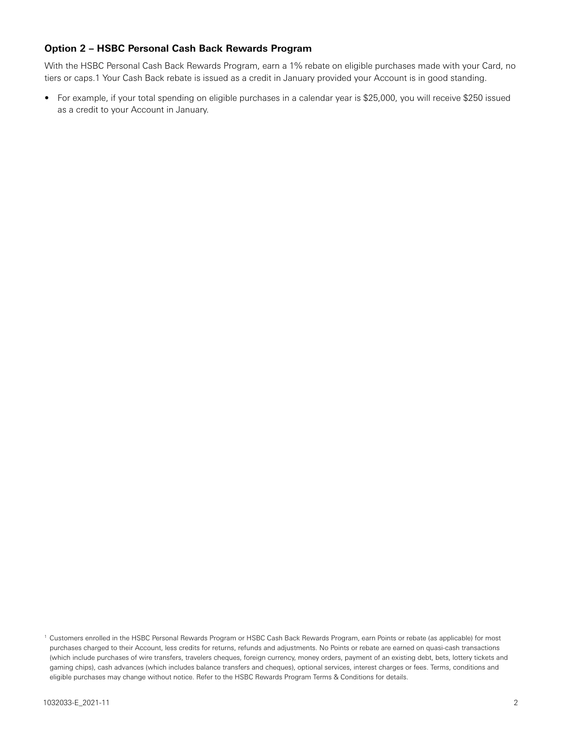### Option 2 – HSBC Personal Cash Back Rewards Program

With the HSBC Personal Cash Back Rewards Program, earn a 1% rebate on eligible purchases made with your Card, no tiers or caps.1 Your Cash Back rebate is issued as a credit in January provided your Account is in good standing.

- For example, if your total spending on eligible purchases in a calendar year is $25,000, you will receive $250 issued as a credit to your Account in January.

[1] Customers enrolled in the HSBC Personal Rewards Program or HSBC Cash Back Rewards Program, earn Points or rebate (as applicable) for most purchases charged to their Account, less credits for returns, refunds and adjustments. No Points or rebate are earned on quasi-cash transactions (which include purchases of wire transfers, travelers cheques, foreign currency, money orders, payment of an existing debt, bets, lottery tickets and gaming chips), cash advances (which includes balance transfers and cheques), optional services, interest charges or fees. Terms, conditions and eligible purchases may change without notice. Refer to the HSBC Rewards Program Terms & Conditions for details.

1032033-E_2021-11